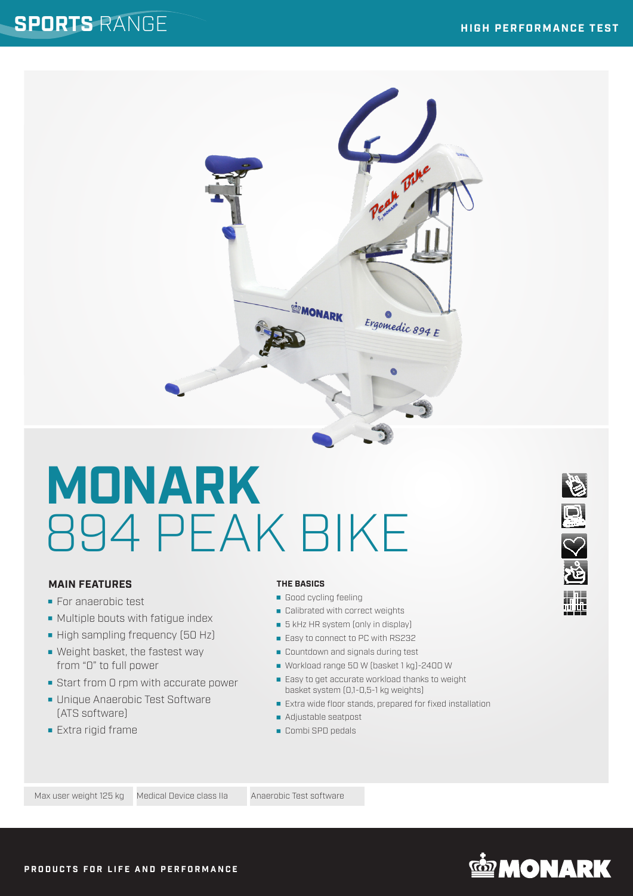# MONARK 894 PEAK BIKE

### MAIN FEATURES

- For anaerobic test
- Multiple bouts with fatigue index
- High sampling frequency (50 Hz)
- Weight basket, the fastest way from "0" to full power
- Start from 0 rpm with accurate power
- Unique Anaerobic Test Software (ATS software)
- Extra rigid frame

### THE BASICS

- Good cycling feeling
- Calibrated with correct weights
- 5 kHz HR system (only in display)
- Easy to connect to PC with RS232
- Countdown and signals during test
- Workload range 50 W (basket 1 kg)-2400 W
- Easy to get accurate workload thanks to weight basket system (0,1-0,5-1 kg weights)
- Extra wide floor stands, prepared for fixed installation
- Adjustable seatpost
- Combi SPD pedals

Max user weight 125 kg | Medical Device class IIa | Anaerobic Test software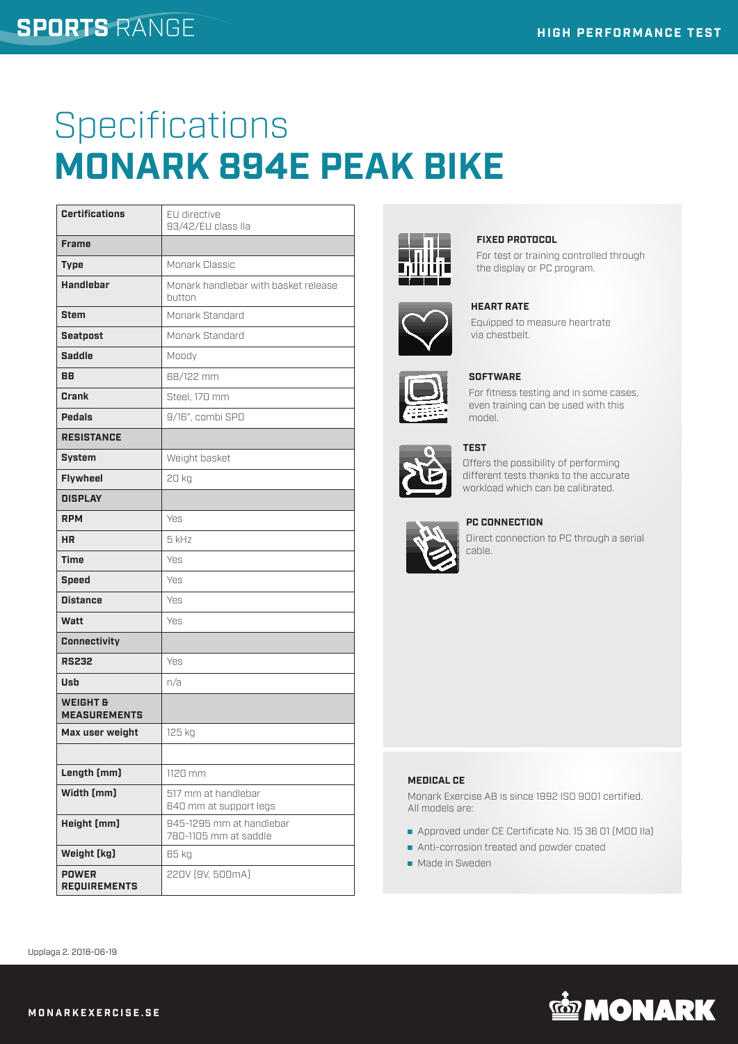# Specifications

# MONARK 894E PEAK BIKE

| | |
|---|---|
| **Certifications** | EU directive 93/42/EU class IIa |
| **Frame** | |
| **Type** | Monark Classic |
| **Handlebar** | Monark handlebar with basket release button |
| **Stem** | Monark Standard |
| **Seatpost** | Monark Standard |
| **Saddle** | Moody |
| **BB** | 68/122 mm |
| **Crank** | Steel, 170 mm |
| **Pedals** | 9/16", combi SPD |
| **RESISTANCE** | |
| **System** | Weight basket |
| **Flywheel** | 20 kg |
| **DISPLAY** | |
| **RPM** | Yes |
| **HR** | 5 kHz |
| **Time** | Yes |
| **Speed** | Yes |
| **Distance** | Yes |
| **Watt** | Yes |
| **Connectivity** | |
| **RS232** | Yes |
| **Usb** | n/a |
| **WEIGHT & MEASUREMENTS** | |
| **Max user weight** | 125 kg |
| | |
| **Length (mm)** | 1120 mm |
| **Width (mm)** | 517 mm at handlebar<br>640 mm at support legs |
| **Height (mm)** | 945-1295 mm at handlebar<br>780-1105 mm at saddle |
| **Weight (kg)** | 65 kg |
| **POWER REQUIREMENTS** | 220V (9V, 500mA) |

### FIXED PROTOCOL

For test or training controlled through the display or PC program.

### HEART RATE

Equipped to measure heartrate via chestbelt.

### SOFTWARE

For fitness testing and in some cases, even training can be used with this model.

### TEST

Offers the possibility of performing different tests thanks to the accurate workload which can be calibrated.

### PC CONNECTION

Direct connection to PC through a serial cable.

### MEDICAL CE

Monark Exercise AB is since 1992 ISO 9001 certified. All models are:

- Approved under CE Certificate No. 15 36 01 (MDD IIa)
- Anti-corrosion treated and powder coated
- Made in Sweden

Upplaga 2. 2018-06-19

MONARKEXERCISE.SE